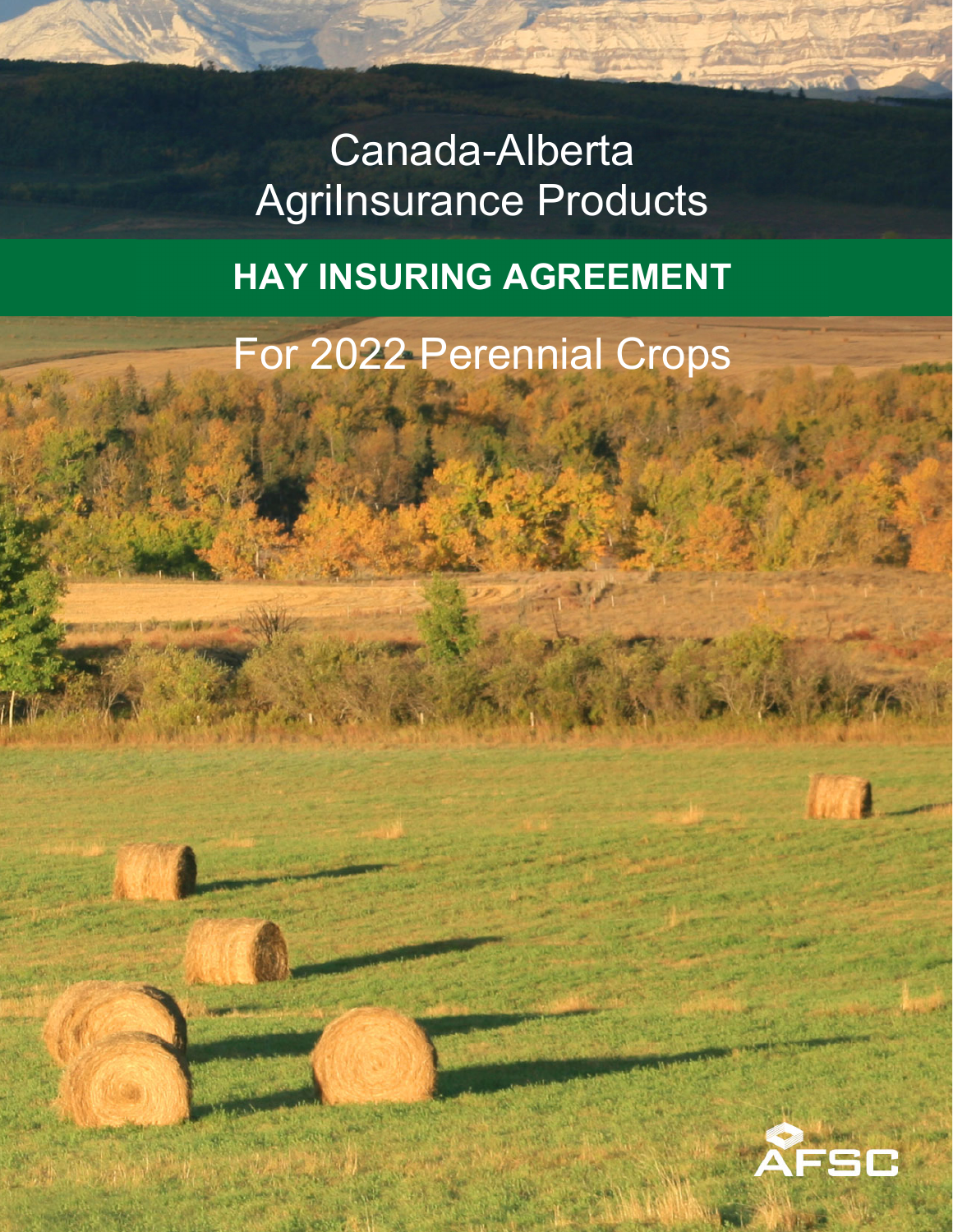# Canada-Alberta AgriInsurance Products

## HAY INSURING AGREEMENT

For 2022 Perennial Crops

AFSC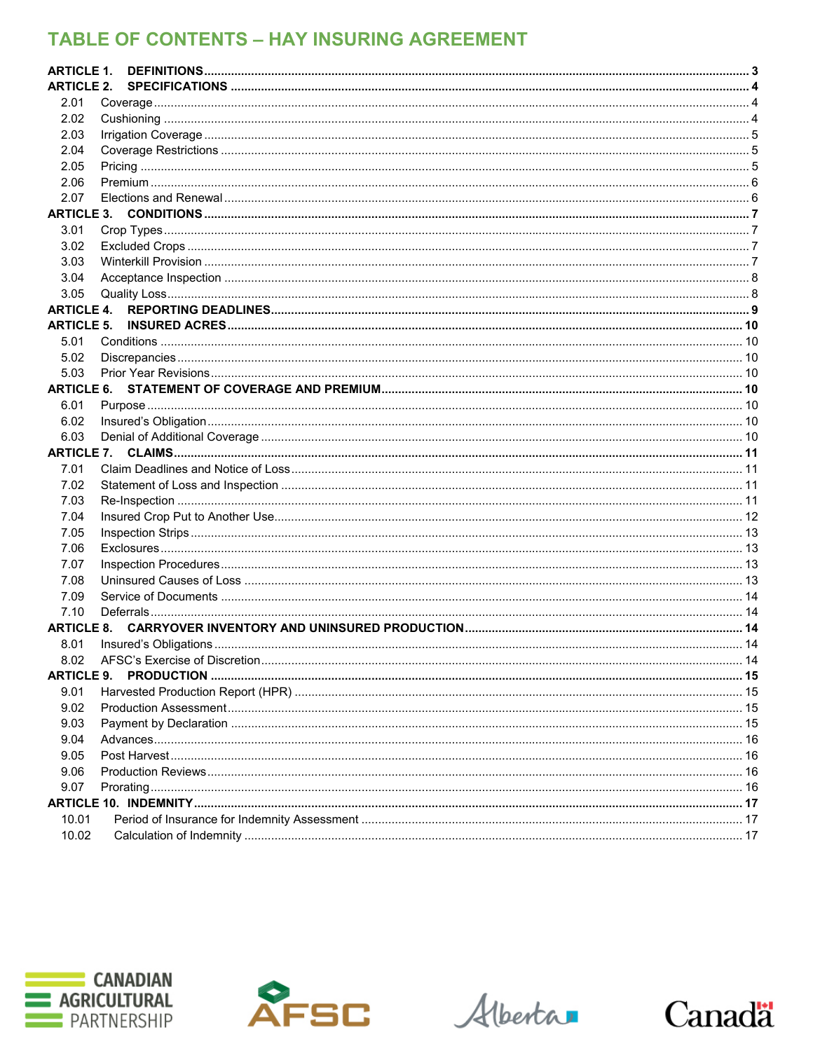# TABLE OF CONTENTS – HAY INSURING AGREEMENT

**ARTICLE 1. DEFINITIONS** .......... **3**

**ARTICLE 2. SPECIFICATIONS** .......... **4**

- 2.01 Coverage .......... 4
- 2.02 Cushioning .......... 4
- 2.03 Irrigation Coverage .......... 5
- 2.04 Coverage Restrictions .......... 5
- 2.05 Pricing .......... 5
- 2.06 Premium .......... 6
- 2.07 Elections and Renewal .......... 6

**ARTICLE 3. CONDITIONS** .......... **7**

- 3.01 Crop Types .......... 7
- 3.02 Excluded Crops .......... 7
- 3.03 Winterkill Provision .......... 7
- 3.04 Acceptance Inspection .......... 8
- 3.05 Quality Loss .......... 8

**ARTICLE 4. REPORTING DEADLINES** .......... **9**

**ARTICLE 5. INSURED ACRES** .......... **10**

- 5.01 Conditions .......... 10
- 5.02 Discrepancies .......... 10
- 5.03 Prior Year Revisions .......... 10

**ARTICLE 6. STATEMENT OF COVERAGE AND PREMIUM** .......... **10**

- 6.01 Purpose .......... 10
- 6.02 Insured's Obligation .......... 10
- 6.03 Denial of Additional Coverage .......... 10

**ARTICLE 7. CLAIMS** .......... **11**

- 7.01 Claim Deadlines and Notice of Loss .......... 11
- 7.02 Statement of Loss and Inspection .......... 11
- 7.03 Re-Inspection .......... 11
- 7.04 Insured Crop Put to Another Use .......... 12
- 7.05 Inspection Strips .......... 13
- 7.06 Exclosures .......... 13
- 7.07 Inspection Procedures .......... 13
- 7.08 Uninsured Causes of Loss .......... 13
- 7.09 Service of Documents .......... 14
- 7.10 Deferrals .......... 14

**ARTICLE 8. CARRYOVER INVENTORY AND UNINSURED PRODUCTION** .......... **14**

- 8.01 Insured's Obligations .......... 14
- 8.02 AFSC's Exercise of Discretion .......... 14

**ARTICLE 9. PRODUCTION** .......... **15**

- 9.01 Harvested Production Report (HPR) .......... 15
- 9.02 Production Assessment .......... 15
- 9.03 Payment by Declaration .......... 15
- 9.04 Advances .......... 16
- 9.05 Post Harvest .......... 16
- 9.06 Production Reviews .......... 16
- 9.07 Prorating .......... 16

**ARTICLE 10. INDEMNITY** .......... **17**

- 10.01 Period of Insurance for Indemnity Assessment .......... 17
- 10.02 Calculation of Indemnity .......... 17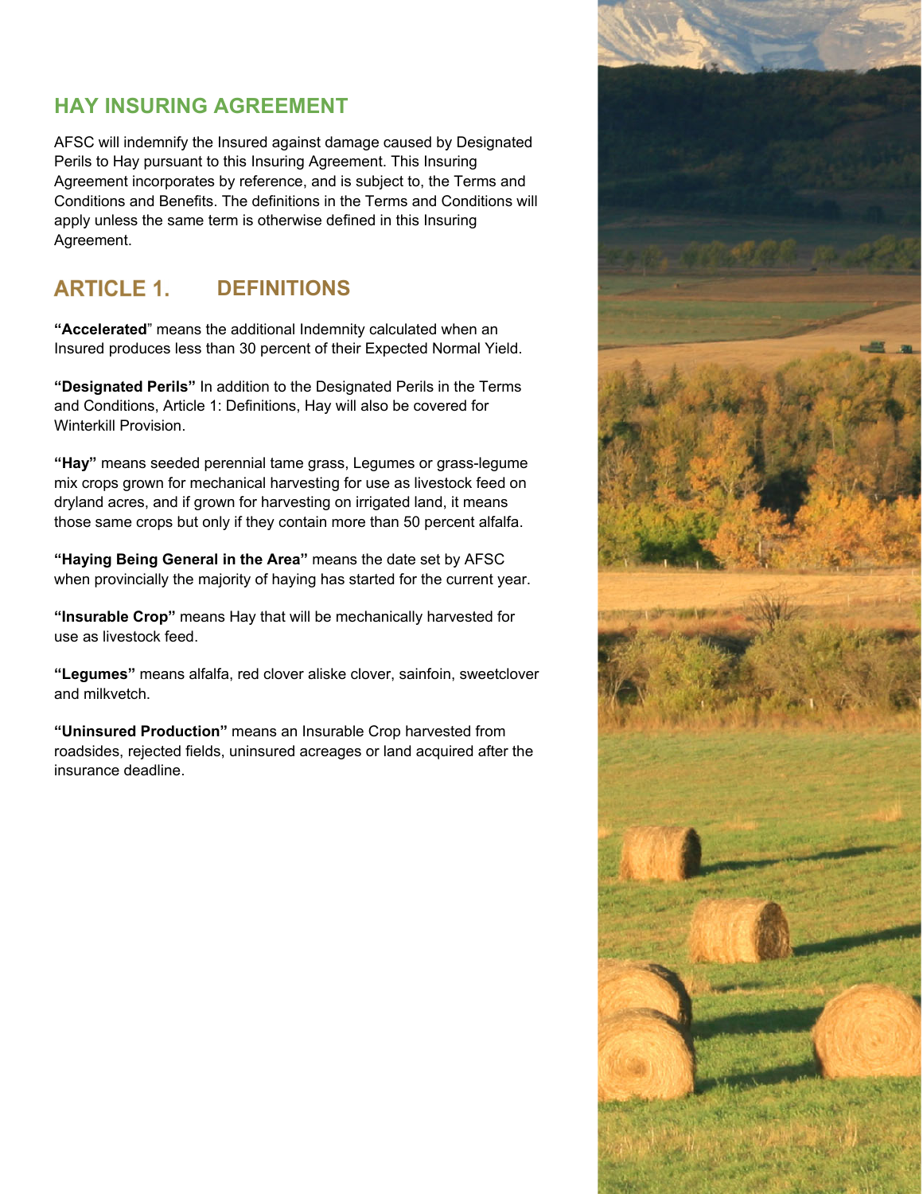## HAY INSURING AGREEMENT

AFSC will indemnify the Insured against damage caused by Designated Perils to Hay pursuant to this Insuring Agreement. This Insuring Agreement incorporates by reference, and is subject to, the Terms and Conditions and Benefits. The definitions in the Terms and Conditions will apply unless the same term is otherwise defined in this Insuring Agreement.

## ARTICLE 1. DEFINITIONS

**"Accelerated**" means the additional Indemnity calculated when an Insured produces less than 30 percent of their Expected Normal Yield.

**"Designated Perils"** In addition to the Designated Perils in the Terms and Conditions, Article 1: Definitions, Hay will also be covered for Winterkill Provision.

**"Hay"** means seeded perennial tame grass, Legumes or grass-legume mix crops grown for mechanical harvesting for use as livestock feed on dryland acres, and if grown for harvesting on irrigated land, it means those same crops but only if they contain more than 50 percent alfalfa.

**"Haying Being General in the Area"** means the date set by AFSC when provincially the majority of haying has started for the current year.

**"Insurable Crop"** means Hay that will be mechanically harvested for use as livestock feed.

**"Legumes"** means alfalfa, red clover aliske clover, sainfoin, sweetclover and milkvetch.

**"Uninsured Production"** means an Insurable Crop harvested from roadsides, rejected fields, uninsured acreages or land acquired after the insurance deadline.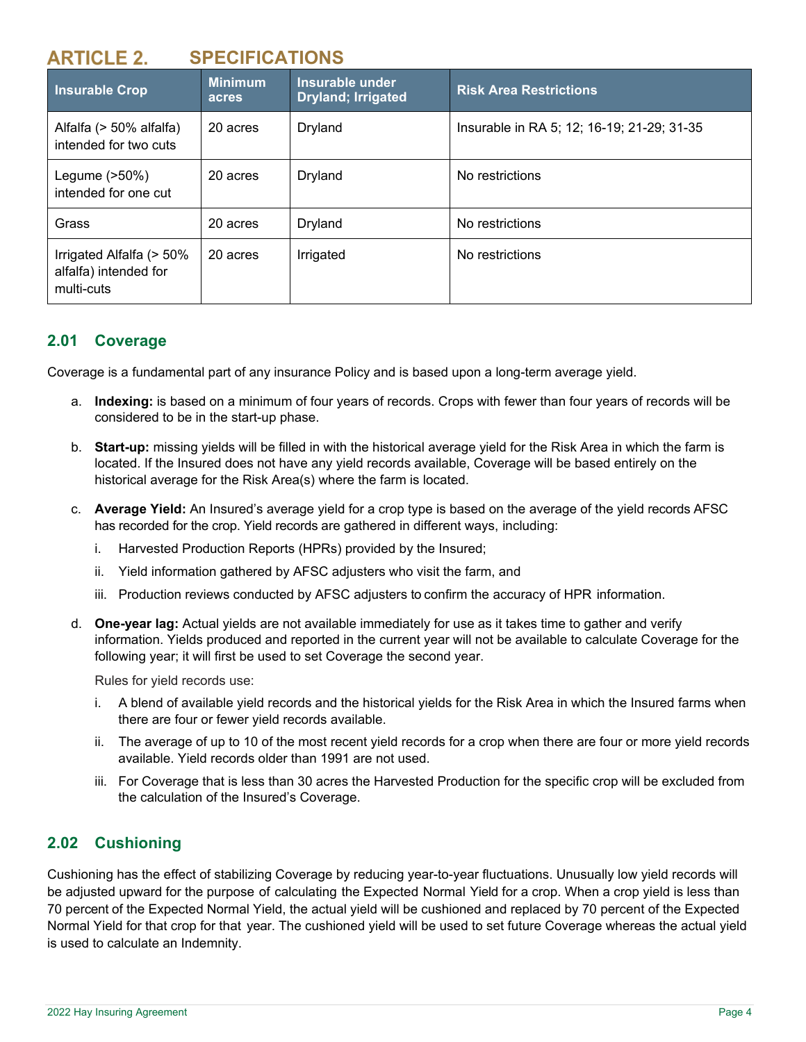# ARTICLE 2. SPECIFICATIONS

| Insurable Crop | Minimum acres | Insurable under Dryland; Irrigated | Risk Area Restrictions |
|---|---|---|---|
| Alfalfa (> 50% alfalfa) intended for two cuts | 20 acres | Dryland | Insurable in RA 5; 12; 16-19; 21-29; 31-35 |
| Legume (>50%) intended for one cut | 20 acres | Dryland | No restrictions |
| Grass | 20 acres | Dryland | No restrictions |
| Irrigated Alfalfa (> 50% alfalfa) intended for multi-cuts | 20 acres | Irrigated | No restrictions |

## 2.01 Coverage

Coverage is a fundamental part of any insurance Policy and is based upon a long-term average yield.

a. **Indexing:** is based on a minimum of four years of records. Crops with fewer than four years of records will be considered to be in the start-up phase.

b. **Start-up:** missing yields will be filled in with the historical average yield for the Risk Area in which the farm is located. If the Insured does not have any yield records available, Coverage will be based entirely on the historical average for the Risk Area(s) where the farm is located.

c. **Average Yield:** An Insured's average yield for a crop type is based on the average of the yield records AFSC has recorded for the crop. Yield records are gathered in different ways, including:

   i. Harvested Production Reports (HPRs) provided by the Insured;

   ii. Yield information gathered by AFSC adjusters who visit the farm, and

   iii. Production reviews conducted by AFSC adjusters to confirm the accuracy of HPR information.

d. **One-year lag:** Actual yields are not available immediately for use as it takes time to gather and verify information. Yields produced and reported in the current year will not be available to calculate Coverage for the following year; it will first be used to set Coverage the second year.

   Rules for yield records use:

   i. A blend of available yield records and the historical yields for the Risk Area in which the Insured farms when there are four or fewer yield records available.

   ii. The average of up to 10 of the most recent yield records for a crop when there are four or more yield records available. Yield records older than 1991 are not used.

   iii. For Coverage that is less than 30 acres the Harvested Production for the specific crop will be excluded from the calculation of the Insured's Coverage.

## 2.02 Cushioning

Cushioning has the effect of stabilizing Coverage by reducing year-to-year fluctuations. Unusually low yield records will be adjusted upward for the purpose of calculating the Expected Normal Yield for a crop. When a crop yield is less than 70 percent of the Expected Normal Yield, the actual yield will be cushioned and replaced by 70 percent of the Expected Normal Yield for that crop for that year. The cushioned yield will be used to set future Coverage whereas the actual yield is used to calculate an Indemnity.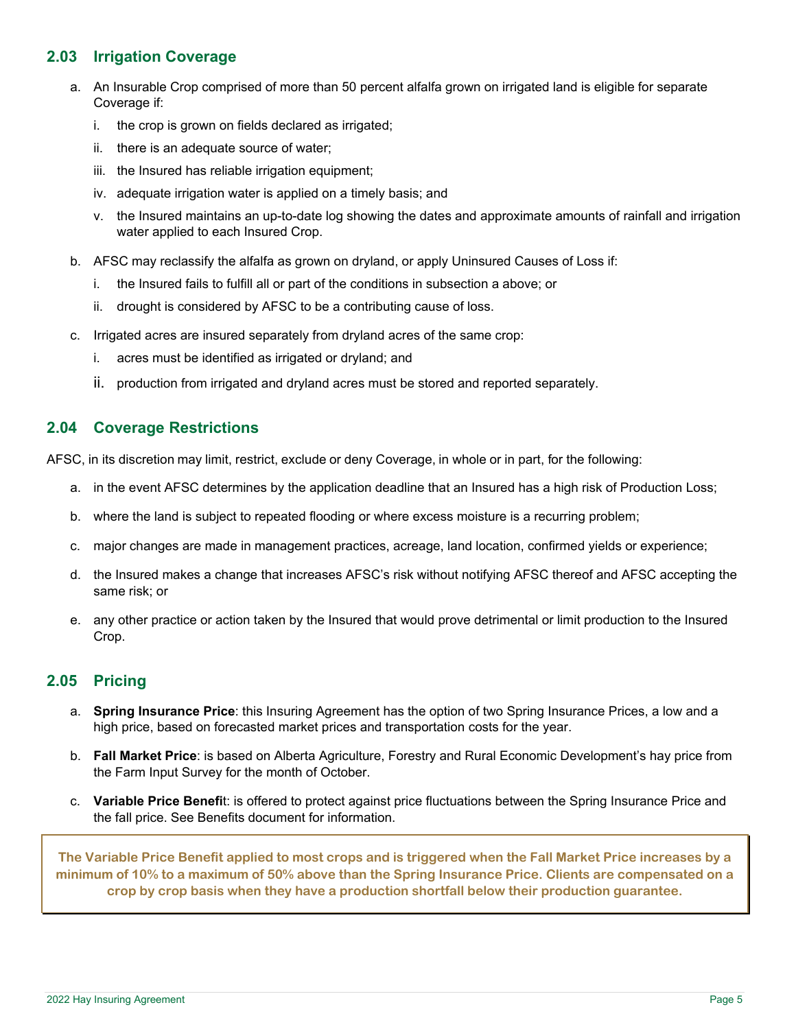## 2.03 Irrigation Coverage

a. An Insurable Crop comprised of more than 50 percent alfalfa grown on irrigated land is eligible for separate Coverage if:

   i. the crop is grown on fields declared as irrigated;

   ii. there is an adequate source of water;

   iii. the Insured has reliable irrigation equipment;

   iv. adequate irrigation water is applied on a timely basis; and

   v. the Insured maintains an up-to-date log showing the dates and approximate amounts of rainfall and irrigation water applied to each Insured Crop.

b. AFSC may reclassify the alfalfa as grown on dryland, or apply Uninsured Causes of Loss if:

   i. the Insured fails to fulfill all or part of the conditions in subsection a above; or

   ii. drought is considered by AFSC to be a contributing cause of loss.

c. Irrigated acres are insured separately from dryland acres of the same crop:

   i. acres must be identified as irrigated or dryland; and

   ii. production from irrigated and dryland acres must be stored and reported separately.

## 2.04 Coverage Restrictions

AFSC, in its discretion may limit, restrict, exclude or deny Coverage, in whole or in part, for the following:

a. in the event AFSC determines by the application deadline that an Insured has a high risk of Production Loss;

b. where the land is subject to repeated flooding or where excess moisture is a recurring problem;

c. major changes are made in management practices, acreage, land location, confirmed yields or experience;

d. the Insured makes a change that increases AFSC's risk without notifying AFSC thereof and AFSC accepting the same risk; or

e. any other practice or action taken by the Insured that would prove detrimental or limit production to the Insured Crop.

## 2.05 Pricing

a. **Spring Insurance Price**: this Insuring Agreement has the option of two Spring Insurance Prices, a low and a high price, based on forecasted market prices and transportation costs for the year.

b. **Fall Market Price**: is based on Alberta Agriculture, Forestry and Rural Economic Development's hay price from the Farm Input Survey for the month of October.

c. **Variable Price Benefit**: is offered to protect against price fluctuations between the Spring Insurance Price and the fall price. See Benefits document for information.

**The Variable Price Benefit applied to most crops and is triggered when the Fall Market Price increases by a minimum of 10% to a maximum of 50% above than the Spring Insurance Price. Clients are compensated on a crop by crop basis when they have a production shortfall below their production guarantee.**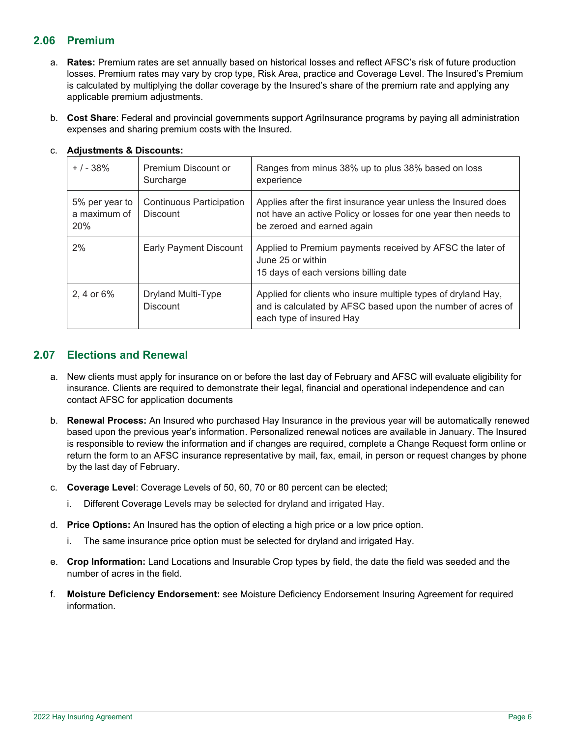## 2.06 Premium

a. **Rates:** Premium rates are set annually based on historical losses and reflect AFSC's risk of future production losses. Premium rates may vary by crop type, Risk Area, practice and Coverage Level. The Insured's Premium is calculated by multiplying the dollar coverage by the Insured's share of the premium rate and applying any applicable premium adjustments.

b. **Cost Share**: Federal and provincial governments support AgriInsurance programs by paying all administration expenses and sharing premium costs with the Insured.

c. **Adjustments & Discounts:**

| | | |
|---|---|---|
| + / - 38% | Premium Discount or Surcharge | Ranges from minus 38% up to plus 38% based on loss experience |
| 5% per year to a maximum of 20% | Continuous Participation Discount | Applies after the first insurance year unless the Insured does not have an active Policy or losses for one year then needs to be zeroed and earned again |
| 2% | Early Payment Discount | Applied to Premium payments received by AFSC the later of June 25 or within 15 days of each versions billing date |
| 2, 4 or 6% | Dryland Multi-Type Discount | Applied for clients who insure multiple types of dryland Hay, and is calculated by AFSC based upon the number of acres of each type of insured Hay |

## 2.07 Elections and Renewal

a. New clients must apply for insurance on or before the last day of February and AFSC will evaluate eligibility for insurance. Clients are required to demonstrate their legal, financial and operational independence and can contact AFSC for application documents

b. **Renewal Process:** An Insured who purchased Hay Insurance in the previous year will be automatically renewed based upon the previous year's information. Personalized renewal notices are available in January. The Insured is responsible to review the information and if changes are required, complete a Change Request form online or return the form to an AFSC insurance representative by mail, fax, email, in person or request changes by phone by the last day of February.

c. **Coverage Level**: Coverage Levels of 50, 60, 70 or 80 percent can be elected;

   i. Different Coverage Levels may be selected for dryland and irrigated Hay.

d. **Price Options:** An Insured has the option of electing a high price or a low price option.

   i. The same insurance price option must be selected for dryland and irrigated Hay.

e. **Crop Information:** Land Locations and Insurable Crop types by field, the date the field was seeded and the number of acres in the field.

f. **Moisture Deficiency Endorsement:** see Moisture Deficiency Endorsement Insuring Agreement for required information.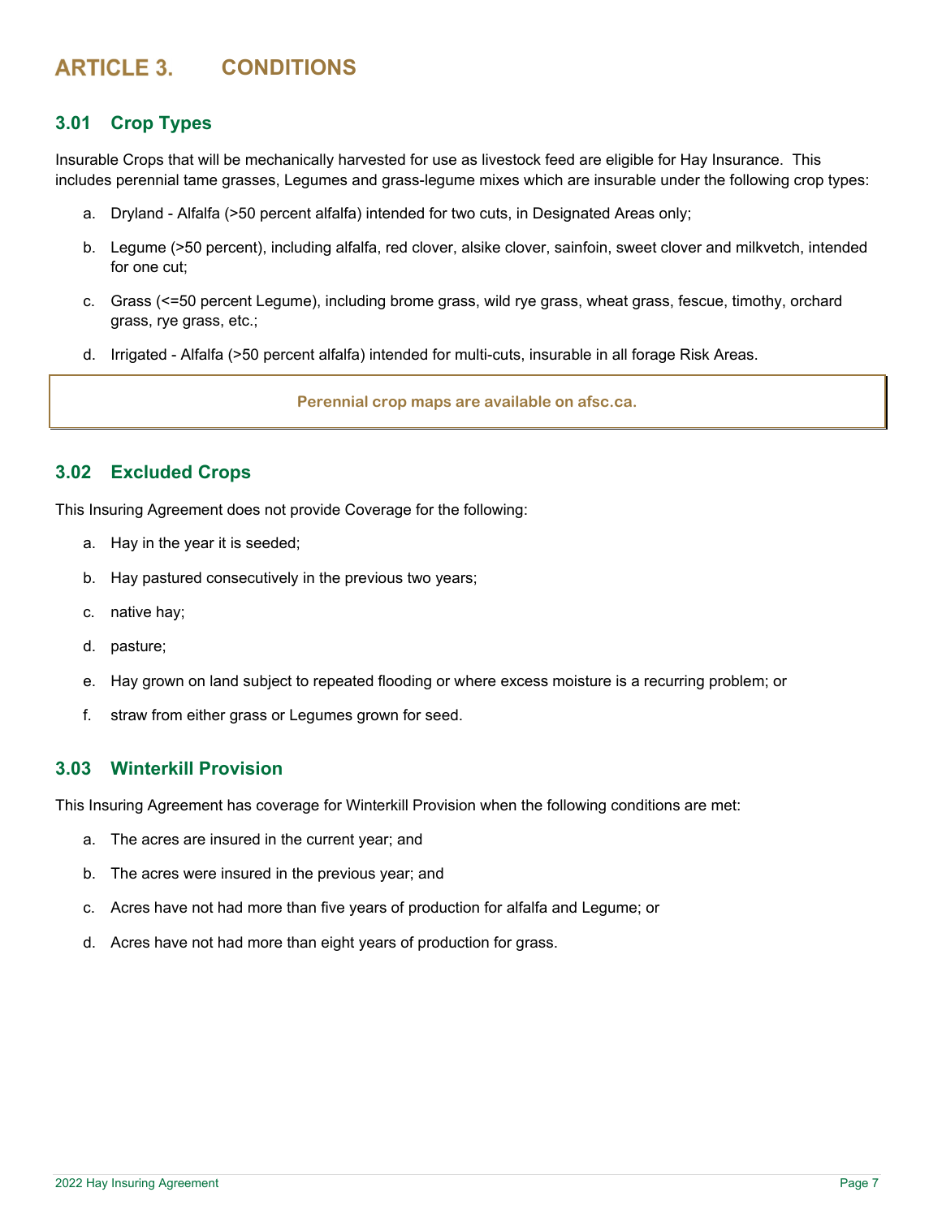# ARTICLE 3. CONDITIONS

## 3.01 Crop Types

Insurable Crops that will be mechanically harvested for use as livestock feed are eligible for Hay Insurance. This includes perennial tame grasses, Legumes and grass-legume mixes which are insurable under the following crop types:

a. Dryland - Alfalfa (>50 percent alfalfa) intended for two cuts, in Designated Areas only;

b. Legume (>50 percent), including alfalfa, red clover, alsike clover, sainfoin, sweet clover and milkvetch, intended for one cut;

c. Grass (<=50 percent Legume), including brome grass, wild rye grass, wheat grass, fescue, timothy, orchard grass, rye grass, etc.;

d. Irrigated - Alfalfa (>50 percent alfalfa) intended for multi-cuts, insurable in all forage Risk Areas.

> **Perennial crop maps are available on afsc.ca.**

## 3.02 Excluded Crops

This Insuring Agreement does not provide Coverage for the following:

a. Hay in the year it is seeded;

b. Hay pastured consecutively in the previous two years;

c. native hay;

d. pasture;

e. Hay grown on land subject to repeated flooding or where excess moisture is a recurring problem; or

f. straw from either grass or Legumes grown for seed.

## 3.03 Winterkill Provision

This Insuring Agreement has coverage for Winterkill Provision when the following conditions are met:

a. The acres are insured in the current year; and

b. The acres were insured in the previous year; and

c. Acres have not had more than five years of production for alfalfa and Legume; or

d. Acres have not had more than eight years of production for grass.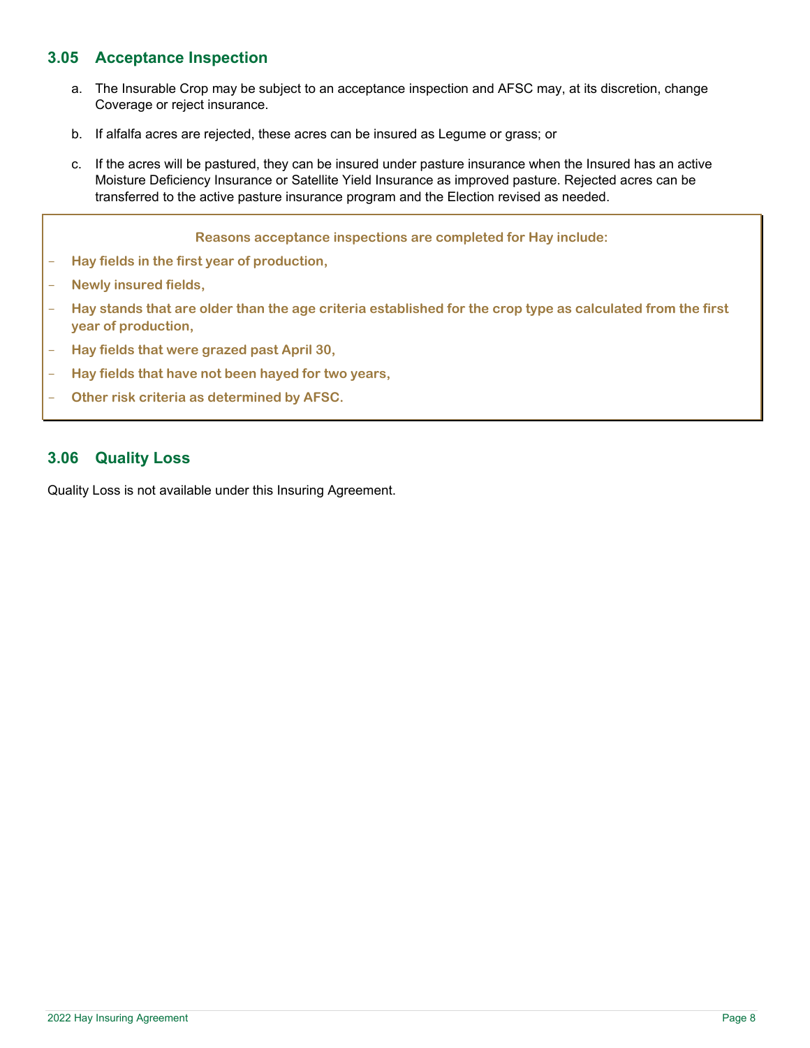## 3.05 Acceptance Inspection

a. The Insurable Crop may be subject to an acceptance inspection and AFSC may, at its discretion, change Coverage or reject insurance.

b. If alfalfa acres are rejected, these acres can be insured as Legume or grass; or

c. If the acres will be pastured, they can be insured under pasture insurance when the Insured has an active Moisture Deficiency Insurance or Satellite Yield Insurance as improved pasture. Rejected acres can be transferred to the active pasture insurance program and the Election revised as needed.

**Reasons acceptance inspections are completed for Hay include:**

- **Hay fields in the first year of production,**
- **Newly insured fields,**
- **Hay stands that are older than the age criteria established for the crop type as calculated from the first year of production,**
- **Hay fields that were grazed past April 30,**
- **Hay fields that have not been hayed for two years,**
- **Other risk criteria as determined by AFSC.**

## 3.06 Quality Loss

Quality Loss is not available under this Insuring Agreement.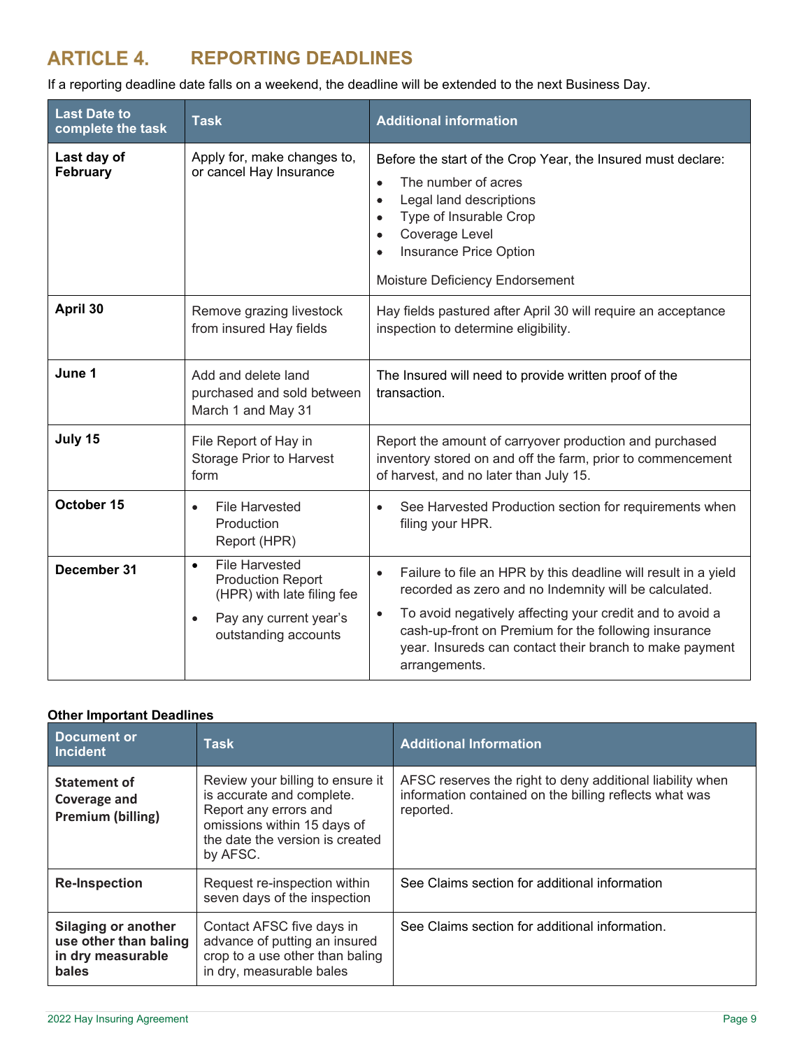# ARTICLE 4. REPORTING DEADLINES

If a reporting deadline date falls on a weekend, the deadline will be extended to the next Business Day.

| Last Date to complete the task | Task | Additional information |
| --- | --- | --- |
| **Last day of February** | Apply for, make changes to, or cancel Hay Insurance | Before the start of the Crop Year, the Insured must declare:<br>• The number of acres<br>• Legal land descriptions<br>• Type of Insurable Crop<br>• Coverage Level<br>• Insurance Price Option<br><br>Moisture Deficiency Endorsement |
| **April 30** | Remove grazing livestock from insured Hay fields | Hay fields pastured after April 30 will require an acceptance inspection to determine eligibility. |
| **June 1** | Add and delete land purchased and sold between March 1 and May 31 | The Insured will need to provide written proof of the transaction. |
| **July 15** | File Report of Hay in Storage Prior to Harvest form | Report the amount of carryover production and purchased inventory stored on and off the farm, prior to commencement of harvest, and no later than July 15. |
| **October 15** | • File Harvested Production Report (HPR) | • See Harvested Production section for requirements when filing your HPR. |
| **December 31** | • File Harvested Production Report (HPR) with late filing fee<br>• Pay any current year's outstanding accounts | • Failure to file an HPR by this deadline will result in a yield recorded as zero and no Indemnity will be calculated.<br>• To avoid negatively affecting your credit and to avoid a cash-up-front on Premium for the following insurance year. Insureds can contact their branch to make payment arrangements. |

**Other Important Deadlines**

| Document or Incident | Task | Additional Information |
| --- | --- | --- |
| **Statement of Coverage and Premium (billing)** | Review your billing to ensure it is accurate and complete. Report any errors and omissions within 15 days of the date the version is created by AFSC. | AFSC reserves the right to deny additional liability when information contained on the billing reflects what was reported. |
| **Re-Inspection** | Request re-inspection within seven days of the inspection | See Claims section for additional information |
| **Silaging or another use other than baling in dry measurable bales** | Contact AFSC five days in advance of putting an insured crop to a use other than baling in dry, measurable bales | See Claims section for additional information. |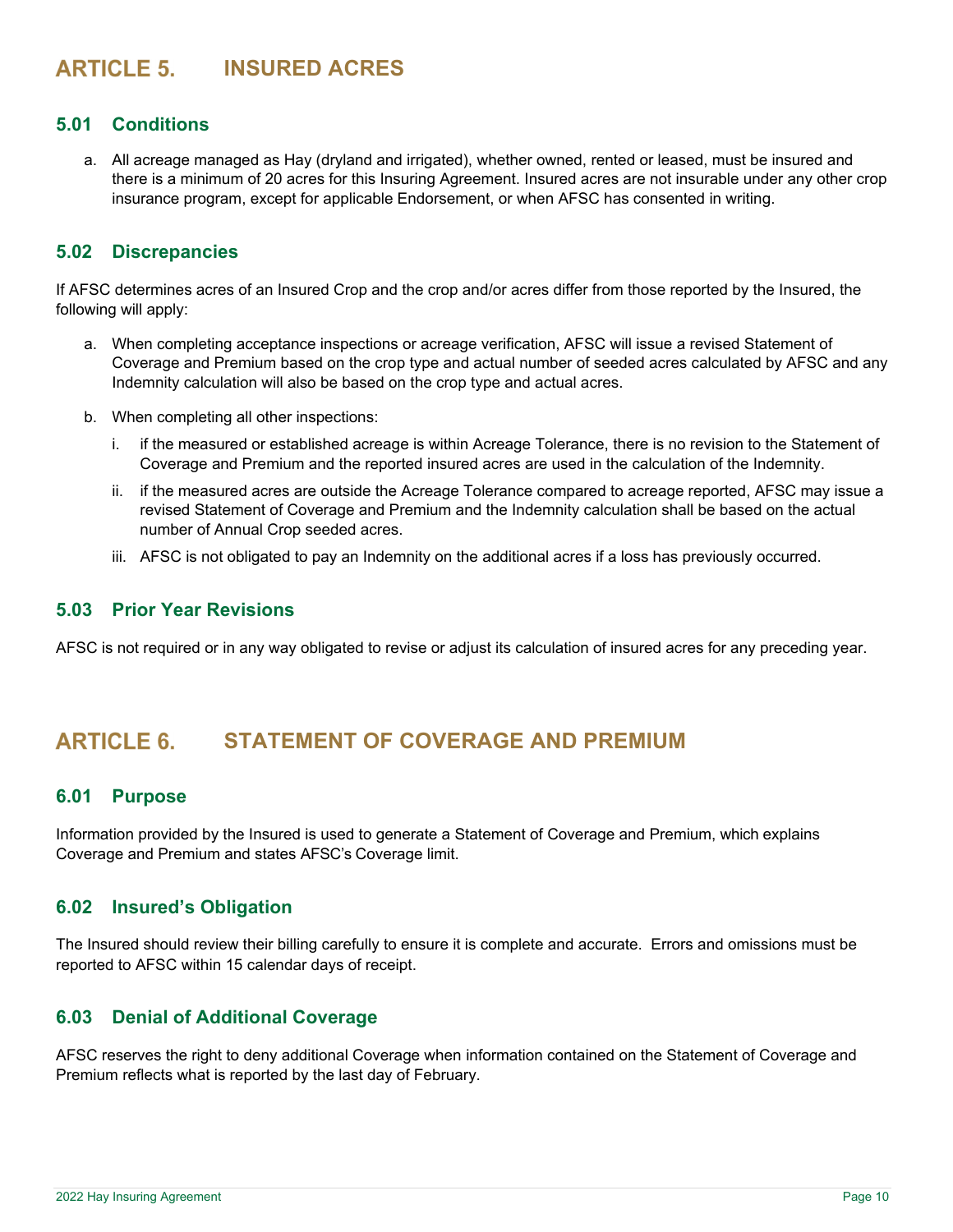# ARTICLE 5. INSURED ACRES

## 5.01 Conditions

a. All acreage managed as Hay (dryland and irrigated), whether owned, rented or leased, must be insured and there is a minimum of 20 acres for this Insuring Agreement. Insured acres are not insurable under any other crop insurance program, except for applicable Endorsement, or when AFSC has consented in writing.

## 5.02 Discrepancies

If AFSC determines acres of an Insured Crop and the crop and/or acres differ from those reported by the Insured, the following will apply:

a. When completing acceptance inspections or acreage verification, AFSC will issue a revised Statement of Coverage and Premium based on the crop type and actual number of seeded acres calculated by AFSC and any Indemnity calculation will also be based on the crop type and actual acres.

b. When completing all other inspections:

   i. if the measured or established acreage is within Acreage Tolerance, there is no revision to the Statement of Coverage and Premium and the reported insured acres are used in the calculation of the Indemnity.

   ii. if the measured acres are outside the Acreage Tolerance compared to acreage reported, AFSC may issue a revised Statement of Coverage and Premium and the Indemnity calculation shall be based on the actual number of Annual Crop seeded acres.

   iii. AFSC is not obligated to pay an Indemnity on the additional acres if a loss has previously occurred.

## 5.03 Prior Year Revisions

AFSC is not required or in any way obligated to revise or adjust its calculation of insured acres for any preceding year.

# ARTICLE 6. STATEMENT OF COVERAGE AND PREMIUM

## 6.01 Purpose

Information provided by the Insured is used to generate a Statement of Coverage and Premium, which explains Coverage and Premium and states AFSC's Coverage limit.

## 6.02 Insured's Obligation

The Insured should review their billing carefully to ensure it is complete and accurate. Errors and omissions must be reported to AFSC within 15 calendar days of receipt.

## 6.03 Denial of Additional Coverage

AFSC reserves the right to deny additional Coverage when information contained on the Statement of Coverage and Premium reflects what is reported by the last day of February.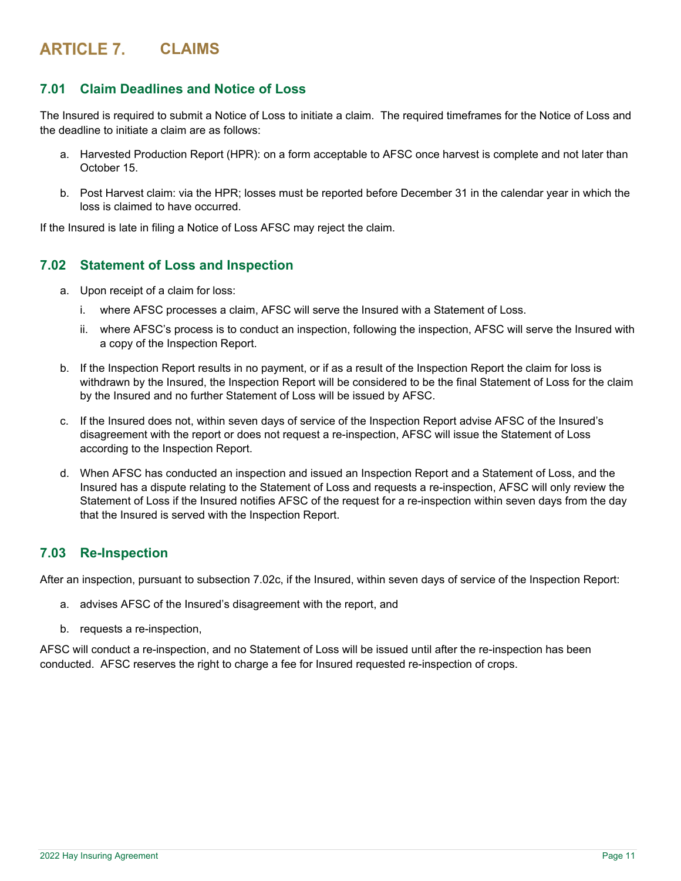# ARTICLE 7. CLAIMS

## 7.01 Claim Deadlines and Notice of Loss

The Insured is required to submit a Notice of Loss to initiate a claim. The required timeframes for the Notice of Loss and the deadline to initiate a claim are as follows:

a. Harvested Production Report (HPR): on a form acceptable to AFSC once harvest is complete and not later than October 15.

b. Post Harvest claim: via the HPR; losses must be reported before December 31 in the calendar year in which the loss is claimed to have occurred.

If the Insured is late in filing a Notice of Loss AFSC may reject the claim.

## 7.02 Statement of Loss and Inspection

a. Upon receipt of a claim for loss:

   i. where AFSC processes a claim, AFSC will serve the Insured with a Statement of Loss.

   ii. where AFSC's process is to conduct an inspection, following the inspection, AFSC will serve the Insured with a copy of the Inspection Report.

b. If the Inspection Report results in no payment, or if as a result of the Inspection Report the claim for loss is withdrawn by the Insured, the Inspection Report will be considered to be the final Statement of Loss for the claim by the Insured and no further Statement of Loss will be issued by AFSC.

c. If the Insured does not, within seven days of service of the Inspection Report advise AFSC of the Insured's disagreement with the report or does not request a re-inspection, AFSC will issue the Statement of Loss according to the Inspection Report.

d. When AFSC has conducted an inspection and issued an Inspection Report and a Statement of Loss, and the Insured has a dispute relating to the Statement of Loss and requests a re-inspection, AFSC will only review the Statement of Loss if the Insured notifies AFSC of the request for a re-inspection within seven days from the day that the Insured is served with the Inspection Report.

## 7.03 Re-Inspection

After an inspection, pursuant to subsection 7.02c, if the Insured, within seven days of service of the Inspection Report:

a. advises AFSC of the Insured's disagreement with the report, and

b. requests a re-inspection,

AFSC will conduct a re-inspection, and no Statement of Loss will be issued until after the re-inspection has been conducted. AFSC reserves the right to charge a fee for Insured requested re-inspection of crops.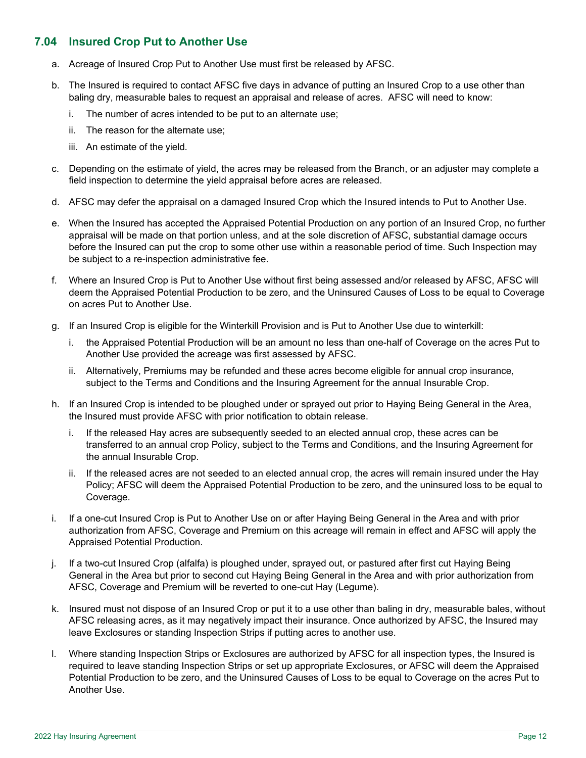## 7.04 Insured Crop Put to Another Use

a. Acreage of Insured Crop Put to Another Use must first be released by AFSC.

b. The Insured is required to contact AFSC five days in advance of putting an Insured Crop to a use other than baling dry, measurable bales to request an appraisal and release of acres. AFSC will need to know:

   i. The number of acres intended to be put to an alternate use;

   ii. The reason for the alternate use;

   iii. An estimate of the yield.

c. Depending on the estimate of yield, the acres may be released from the Branch, or an adjuster may complete a field inspection to determine the yield appraisal before acres are released.

d. AFSC may defer the appraisal on a damaged Insured Crop which the Insured intends to Put to Another Use.

e. When the Insured has accepted the Appraised Potential Production on any portion of an Insured Crop, no further appraisal will be made on that portion unless, and at the sole discretion of AFSC, substantial damage occurs before the Insured can put the crop to some other use within a reasonable period of time. Such Inspection may be subject to a re-inspection administrative fee.

f. Where an Insured Crop is Put to Another Use without first being assessed and/or released by AFSC, AFSC will deem the Appraised Potential Production to be zero, and the Uninsured Causes of Loss to be equal to Coverage on acres Put to Another Use.

g. If an Insured Crop is eligible for the Winterkill Provision and is Put to Another Use due to winterkill:

   i. the Appraised Potential Production will be an amount no less than one-half of Coverage on the acres Put to Another Use provided the acreage was first assessed by AFSC.

   ii. Alternatively, Premiums may be refunded and these acres become eligible for annual crop insurance, subject to the Terms and Conditions and the Insuring Agreement for the annual Insurable Crop.

h. If an Insured Crop is intended to be ploughed under or sprayed out prior to Haying Being General in the Area, the Insured must provide AFSC with prior notification to obtain release.

   i. If the released Hay acres are subsequently seeded to an elected annual crop, these acres can be transferred to an annual crop Policy, subject to the Terms and Conditions, and the Insuring Agreement for the annual Insurable Crop.

   ii. If the released acres are not seeded to an elected annual crop, the acres will remain insured under the Hay Policy; AFSC will deem the Appraised Potential Production to be zero, and the uninsured loss to be equal to Coverage.

i. If a one-cut Insured Crop is Put to Another Use on or after Haying Being General in the Area and with prior authorization from AFSC, Coverage and Premium on this acreage will remain in effect and AFSC will apply the Appraised Potential Production.

j. If a two-cut Insured Crop (alfalfa) is ploughed under, sprayed out, or pastured after first cut Haying Being General in the Area but prior to second cut Haying Being General in the Area and with prior authorization from AFSC, Coverage and Premium will be reverted to one-cut Hay (Legume).

k. Insured must not dispose of an Insured Crop or put it to a use other than baling in dry, measurable bales, without AFSC releasing acres, as it may negatively impact their insurance. Once authorized by AFSC, the Insured may leave Exclosures or standing Inspection Strips if putting acres to another use.

l. Where standing Inspection Strips or Exclosures are authorized by AFSC for all inspection types, the Insured is required to leave standing Inspection Strips or set up appropriate Exclosures, or AFSC will deem the Appraised Potential Production to be zero, and the Uninsured Causes of Loss to be equal to Coverage on the acres Put to Another Use.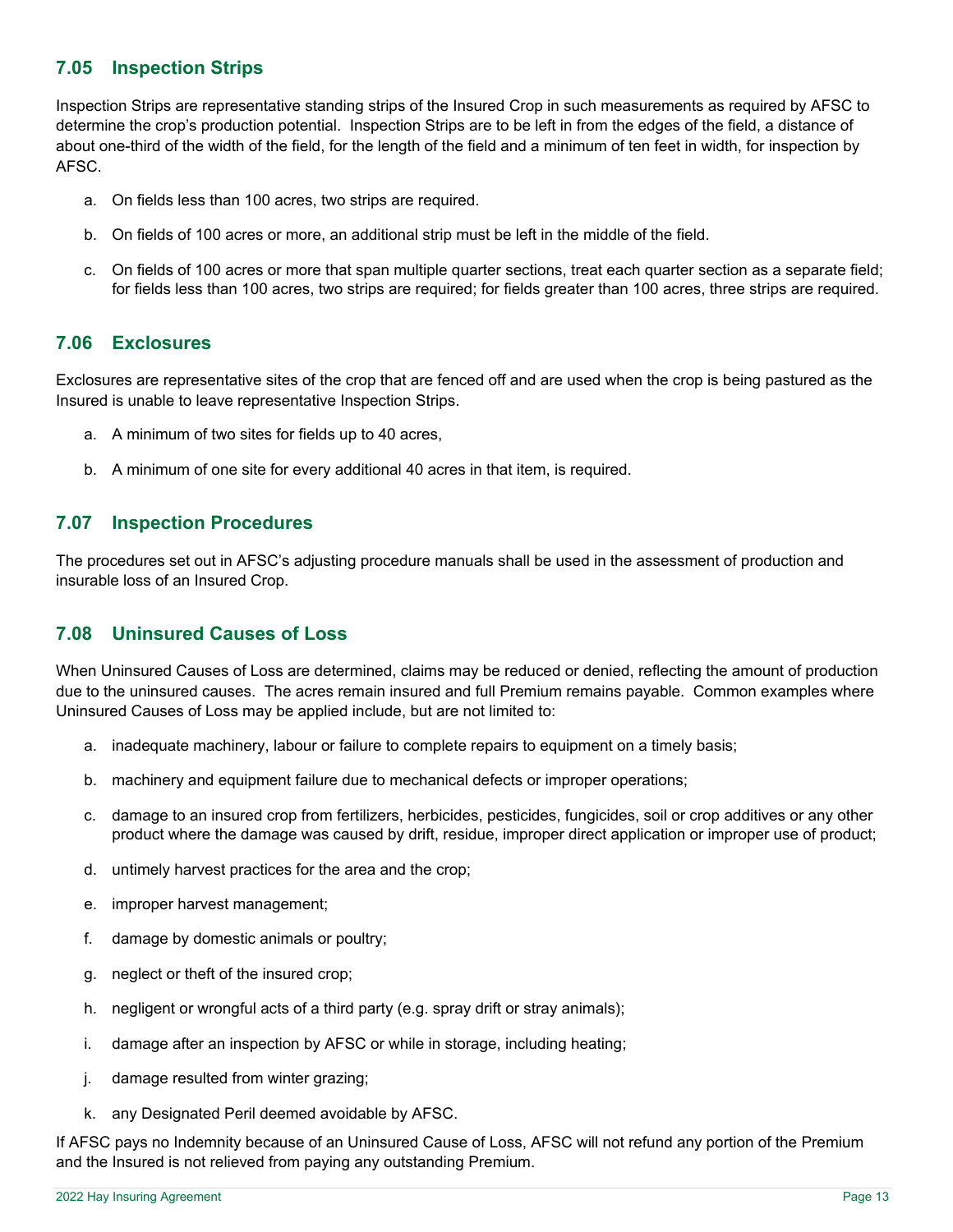## 7.05 Inspection Strips

Inspection Strips are representative standing strips of the Insured Crop in such measurements as required by AFSC to determine the crop's production potential. Inspection Strips are to be left in from the edges of the field, a distance of about one-third of the width of the field, for the length of the field and a minimum of ten feet in width, for inspection by AFSC.

a. On fields less than 100 acres, two strips are required.

b. On fields of 100 acres or more, an additional strip must be left in the middle of the field.

c. On fields of 100 acres or more that span multiple quarter sections, treat each quarter section as a separate field; for fields less than 100 acres, two strips are required; for fields greater than 100 acres, three strips are required.

## 7.06 Exclosures

Exclosures are representative sites of the crop that are fenced off and are used when the crop is being pastured as the Insured is unable to leave representative Inspection Strips.

a. A minimum of two sites for fields up to 40 acres,

b. A minimum of one site for every additional 40 acres in that item, is required.

## 7.07 Inspection Procedures

The procedures set out in AFSC's adjusting procedure manuals shall be used in the assessment of production and insurable loss of an Insured Crop.

## 7.08 Uninsured Causes of Loss

When Uninsured Causes of Loss are determined, claims may be reduced or denied, reflecting the amount of production due to the uninsured causes. The acres remain insured and full Premium remains payable. Common examples where Uninsured Causes of Loss may be applied include, but are not limited to:

a. inadequate machinery, labour or failure to complete repairs to equipment on a timely basis;

b. machinery and equipment failure due to mechanical defects or improper operations;

c. damage to an insured crop from fertilizers, herbicides, pesticides, fungicides, soil or crop additives or any other product where the damage was caused by drift, residue, improper direct application or improper use of product;

d. untimely harvest practices for the area and the crop;

e. improper harvest management;

f. damage by domestic animals or poultry;

g. neglect or theft of the insured crop;

h. negligent or wrongful acts of a third party (e.g. spray drift or stray animals);

i. damage after an inspection by AFSC or while in storage, including heating;

j. damage resulted from winter grazing;

k. any Designated Peril deemed avoidable by AFSC.

If AFSC pays no Indemnity because of an Uninsured Cause of Loss, AFSC will not refund any portion of the Premium and the Insured is not relieved from paying any outstanding Premium.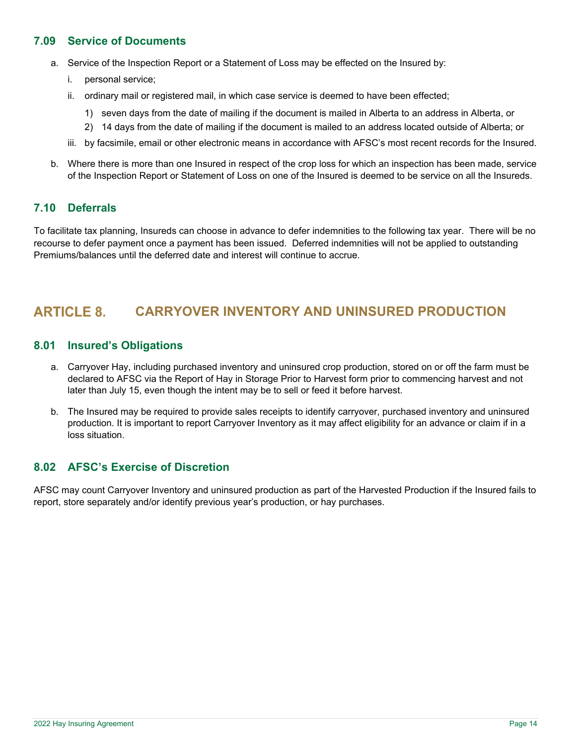### 7.09 Service of Documents

a. Service of the Inspection Report or a Statement of Loss may be effected on the Insured by:

   i. personal service;

   ii. ordinary mail or registered mail, in which case service is deemed to have been effected;

      1) seven days from the date of mailing if the document is mailed in Alberta to an address in Alberta, or

      2) 14 days from the date of mailing if the document is mailed to an address located outside of Alberta; or

   iii. by facsimile, email or other electronic means in accordance with AFSC's most recent records for the Insured.

b. Where there is more than one Insured in respect of the crop loss for which an inspection has been made, service of the Inspection Report or Statement of Loss on one of the Insured is deemed to be service on all the Insureds.

### 7.10 Deferrals

To facilitate tax planning, Insureds can choose in advance to defer indemnities to the following tax year. There will be no recourse to defer payment once a payment has been issued. Deferred indemnities will not be applied to outstanding Premiums/balances until the deferred date and interest will continue to accrue.

## ARTICLE 8. CARRYOVER INVENTORY AND UNINSURED PRODUCTION

### 8.01 Insured's Obligations

a. Carryover Hay, including purchased inventory and uninsured crop production, stored on or off the farm must be declared to AFSC via the Report of Hay in Storage Prior to Harvest form prior to commencing harvest and not later than July 15, even though the intent may be to sell or feed it before harvest.

b. The Insured may be required to provide sales receipts to identify carryover, purchased inventory and uninsured production. It is important to report Carryover Inventory as it may affect eligibility for an advance or claim if in a loss situation.

### 8.02 AFSC's Exercise of Discretion

AFSC may count Carryover Inventory and uninsured production as part of the Harvested Production if the Insured fails to report, store separately and/or identify previous year's production, or hay purchases.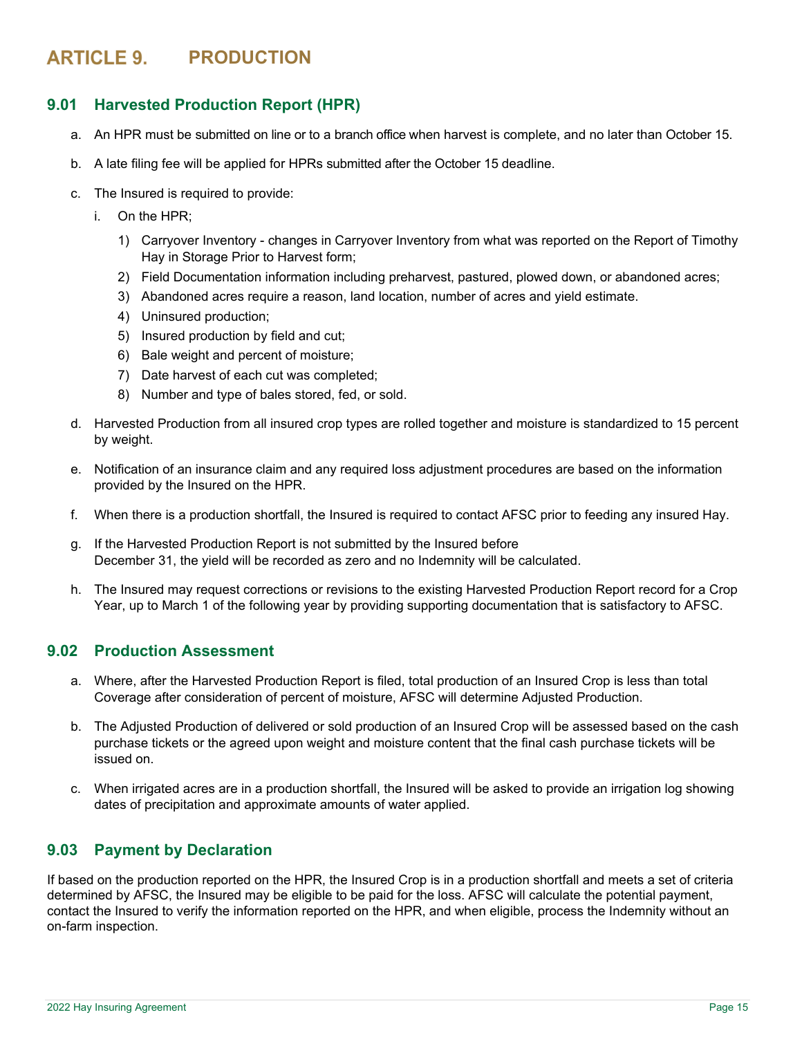# ARTICLE 9. PRODUCTION

## 9.01 Harvested Production Report (HPR)

a. An HPR must be submitted on line or to a branch office when harvest is complete, and no later than October 15.

b. A late filing fee will be applied for HPRs submitted after the October 15 deadline.

c. The Insured is required to provide:

   i. On the HPR;

      1) Carryover Inventory - changes in Carryover Inventory from what was reported on the Report of Timothy Hay in Storage Prior to Harvest form;
      2) Field Documentation information including preharvest, pastured, plowed down, or abandoned acres;
      3) Abandoned acres require a reason, land location, number of acres and yield estimate.
      4) Uninsured production;
      5) Insured production by field and cut;
      6) Bale weight and percent of moisture;
      7) Date harvest of each cut was completed;
      8) Number and type of bales stored, fed, or sold.

d. Harvested Production from all insured crop types are rolled together and moisture is standardized to 15 percent by weight.

e. Notification of an insurance claim and any required loss adjustment procedures are based on the information provided by the Insured on the HPR.

f. When there is a production shortfall, the Insured is required to contact AFSC prior to feeding any insured Hay.

g. If the Harvested Production Report is not submitted by the Insured before December 31, the yield will be recorded as zero and no Indemnity will be calculated.

h. The Insured may request corrections or revisions to the existing Harvested Production Report record for a Crop Year, up to March 1 of the following year by providing supporting documentation that is satisfactory to AFSC.

## 9.02 Production Assessment

a. Where, after the Harvested Production Report is filed, total production of an Insured Crop is less than total Coverage after consideration of percent of moisture, AFSC will determine Adjusted Production.

b. The Adjusted Production of delivered or sold production of an Insured Crop will be assessed based on the cash purchase tickets or the agreed upon weight and moisture content that the final cash purchase tickets will be issued on.

c. When irrigated acres are in a production shortfall, the Insured will be asked to provide an irrigation log showing dates of precipitation and approximate amounts of water applied.

## 9.03 Payment by Declaration

If based on the production reported on the HPR, the Insured Crop is in a production shortfall and meets a set of criteria determined by AFSC, the Insured may be eligible to be paid for the loss. AFSC will calculate the potential payment, contact the Insured to verify the information reported on the HPR, and when eligible, process the Indemnity without an on-farm inspection.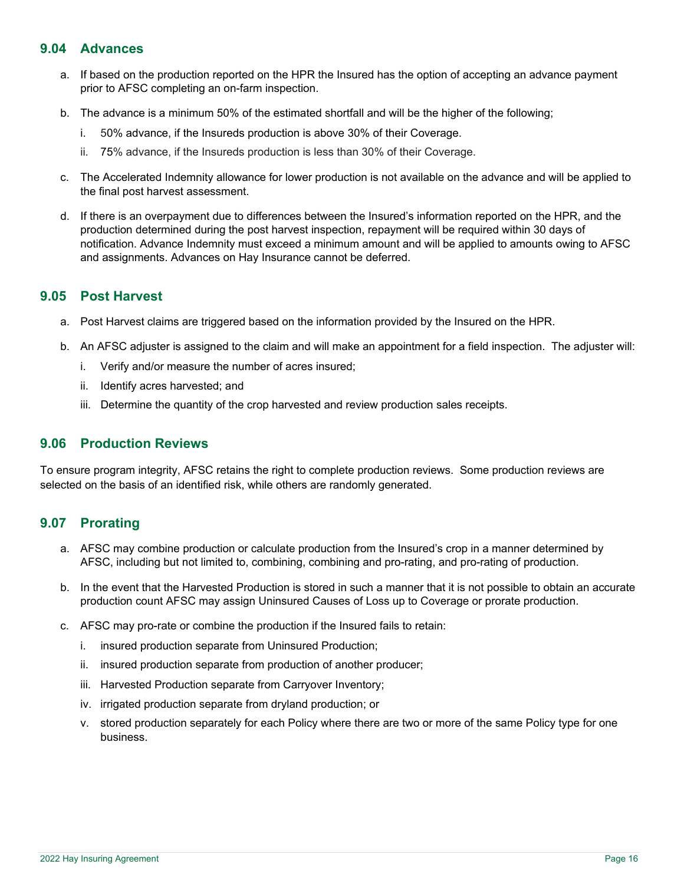## 9.04 Advances

a. If based on the production reported on the HPR the Insured has the option of accepting an advance payment prior to AFSC completing an on-farm inspection.

b. The advance is a minimum 50% of the estimated shortfall and will be the higher of the following;

   i. 50% advance, if the Insureds production is above 30% of their Coverage.

   ii. 75% advance, if the Insureds production is less than 30% of their Coverage.

c. The Accelerated Indemnity allowance for lower production is not available on the advance and will be applied to the final post harvest assessment.

d. If there is an overpayment due to differences between the Insured's information reported on the HPR, and the production determined during the post harvest inspection, repayment will be required within 30 days of notification. Advance Indemnity must exceed a minimum amount and will be applied to amounts owing to AFSC and assignments. Advances on Hay Insurance cannot be deferred.

## 9.05 Post Harvest

a. Post Harvest claims are triggered based on the information provided by the Insured on the HPR.

b. An AFSC adjuster is assigned to the claim and will make an appointment for a field inspection. The adjuster will:

   i. Verify and/or measure the number of acres insured;

   ii. Identify acres harvested; and

   iii. Determine the quantity of the crop harvested and review production sales receipts.

## 9.06 Production Reviews

To ensure program integrity, AFSC retains the right to complete production reviews. Some production reviews are selected on the basis of an identified risk, while others are randomly generated.

## 9.07 Prorating

a. AFSC may combine production or calculate production from the Insured's crop in a manner determined by AFSC, including but not limited to, combining, combining and pro-rating, and pro-rating of production.

b. In the event that the Harvested Production is stored in such a manner that it is not possible to obtain an accurate production count AFSC may assign Uninsured Causes of Loss up to Coverage or prorate production.

c. AFSC may pro-rate or combine the production if the Insured fails to retain:

   i. insured production separate from Uninsured Production;

   ii. insured production separate from production of another producer;

   iii. Harvested Production separate from Carryover Inventory;

   iv. irrigated production separate from dryland production; or

   v. stored production separately for each Policy where there are two or more of the same Policy type for one business.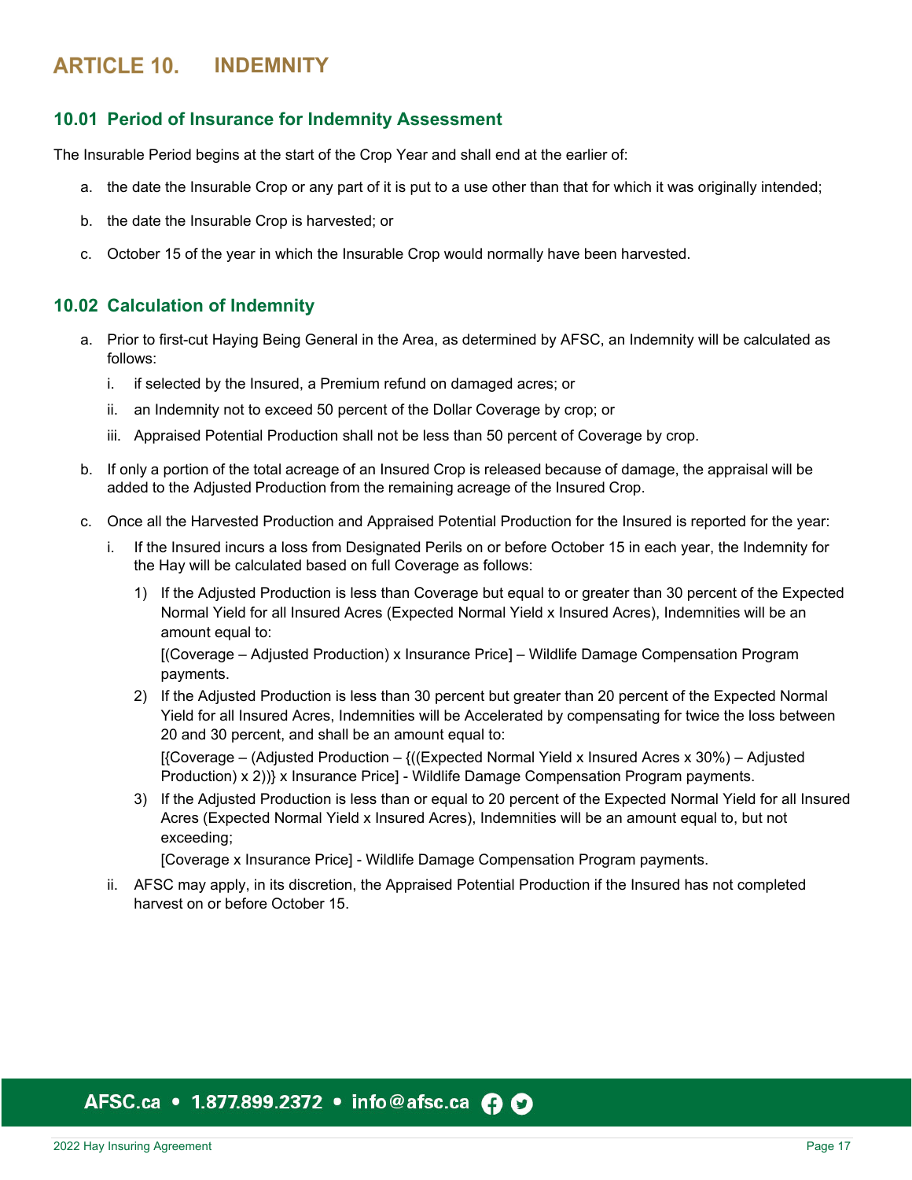## ARTICLE 10. INDEMNITY

### 10.01 Period of Insurance for Indemnity Assessment

The Insurable Period begins at the start of the Crop Year and shall end at the earlier of:

a. the date the Insurable Crop or any part of it is put to a use other than that for which it was originally intended;

b. the date the Insurable Crop is harvested; or

c. October 15 of the year in which the Insurable Crop would normally have been harvested.

### 10.02 Calculation of Indemnity

a. Prior to first-cut Haying Being General in the Area, as determined by AFSC, an Indemnity will be calculated as follows:

   i. if selected by the Insured, a Premium refund on damaged acres; or

   ii. an Indemnity not to exceed 50 percent of the Dollar Coverage by crop; or

   iii. Appraised Potential Production shall not be less than 50 percent of Coverage by crop.

b. If only a portion of the total acreage of an Insured Crop is released because of damage, the appraisal will be added to the Adjusted Production from the remaining acreage of the Insured Crop.

c. Once all the Harvested Production and Appraised Potential Production for the Insured is reported for the year:

   i. If the Insured incurs a loss from Designated Perils on or before October 15 in each year, the Indemnity for the Hay will be calculated based on full Coverage as follows:

      1) If the Adjusted Production is less than Coverage but equal to or greater than 30 percent of the Expected Normal Yield for all Insured Acres (Expected Normal Yield x Insured Acres), Indemnities will be an amount equal to:

         [(Coverage – Adjusted Production) x Insurance Price] – Wildlife Damage Compensation Program payments.

      2) If the Adjusted Production is less than 30 percent but greater than 20 percent of the Expected Normal Yield for all Insured Acres, Indemnities will be Accelerated by compensating for twice the loss between 20 and 30 percent, and shall be an amount equal to:

         [{Coverage – (Adjusted Production – {((Expected Normal Yield x Insured Acres x 30%) – Adjusted Production) x 2))} x Insurance Price] - Wildlife Damage Compensation Program payments.

      3) If the Adjusted Production is less than or equal to 20 percent of the Expected Normal Yield for all Insured Acres (Expected Normal Yield x Insured Acres), Indemnities will be an amount equal to, but not exceeding;

         [Coverage x Insurance Price] - Wildlife Damage Compensation Program payments.

   ii. AFSC may apply, in its discretion, the Appraised Potential Production if the Insured has not completed harvest on or before October 15.